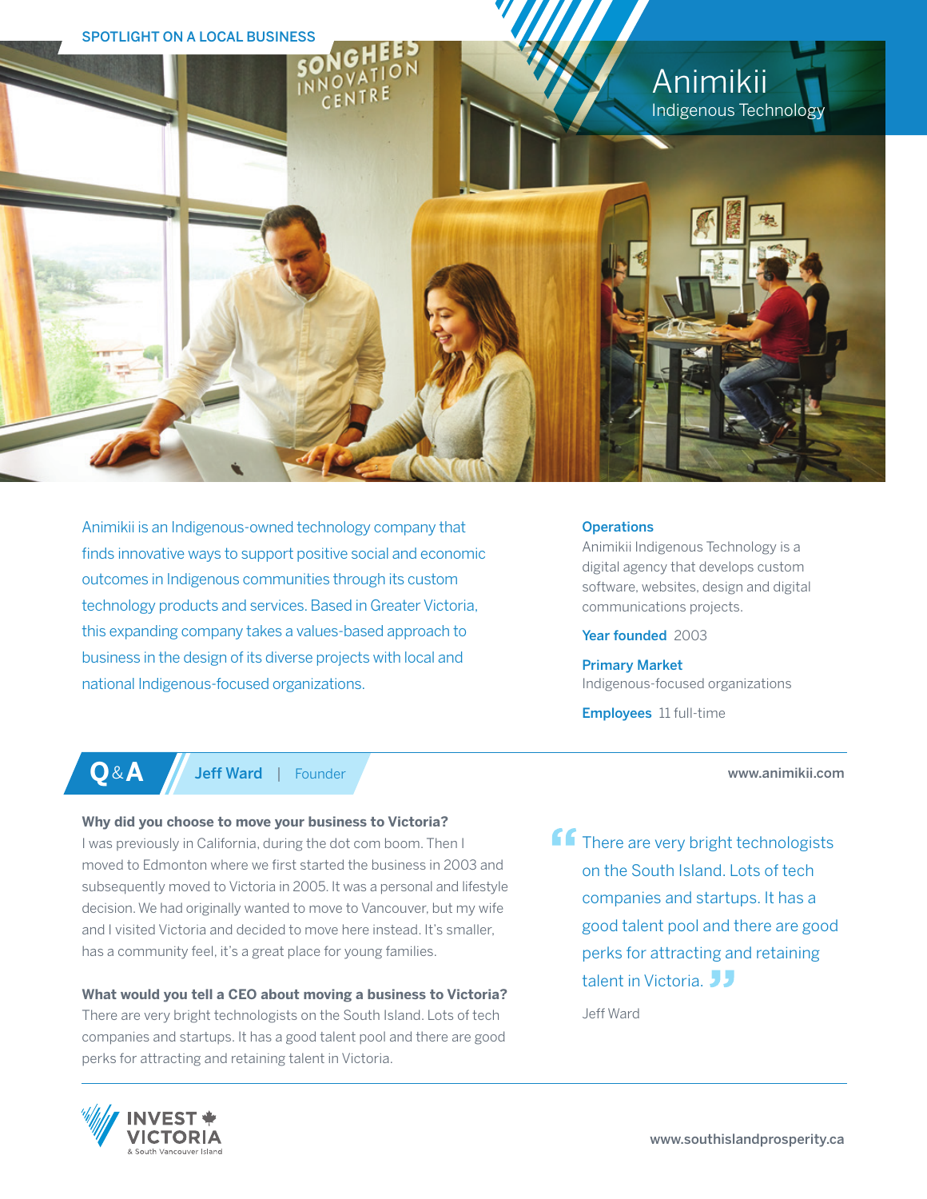SPOTLIGHT ON A LOCAL BUSINESS

# Animikii

## Indigenous Technology

Animikii is an Indigenous-owned technology company that finds innovative ways to support positive social and economic outcomes in Indigenous communities through its custom technology products and services. Based in Greater Victoria, this expanding company takes a values-based approach to business in the design of its diverse projects with local and national Indigenous-focused organizations.

**Operations**
Animikii Indigenous Technology is a digital agency that develops custom software, websites, design and digital communications projects.

**Year founded** 2003

**Primary Market**
Indigenous-focused organizations

**Employees** 11 full-time

## Q&A — Jeff Ward | Founder

www.animikii.com

**Why did you choose to move your business to Victoria?**
I was previously in California, during the dot com boom. Then I moved to Edmonton where we first started the business in 2003 and subsequently moved to Victoria in 2005. It was a personal and lifestyle decision. We had originally wanted to move to Vancouver, but my wife and I visited Victoria and decided to move here instead. It's smaller, has a community feel, it's a great place for young families.

**What would you tell a CEO about moving a business to Victoria?**
There are very bright technologists on the South Island. Lots of tech companies and startups. It has a good talent pool and there are good perks for attracting and retaining talent in Victoria.

> "There are very bright technologists on the South Island. Lots of tech companies and startups. It has a good talent pool and there are good perks for attracting and retaining talent in Victoria."
>
> Jeff Ward

INVEST VICTORIA & South Vancouver Island

www.southislandprosperity.ca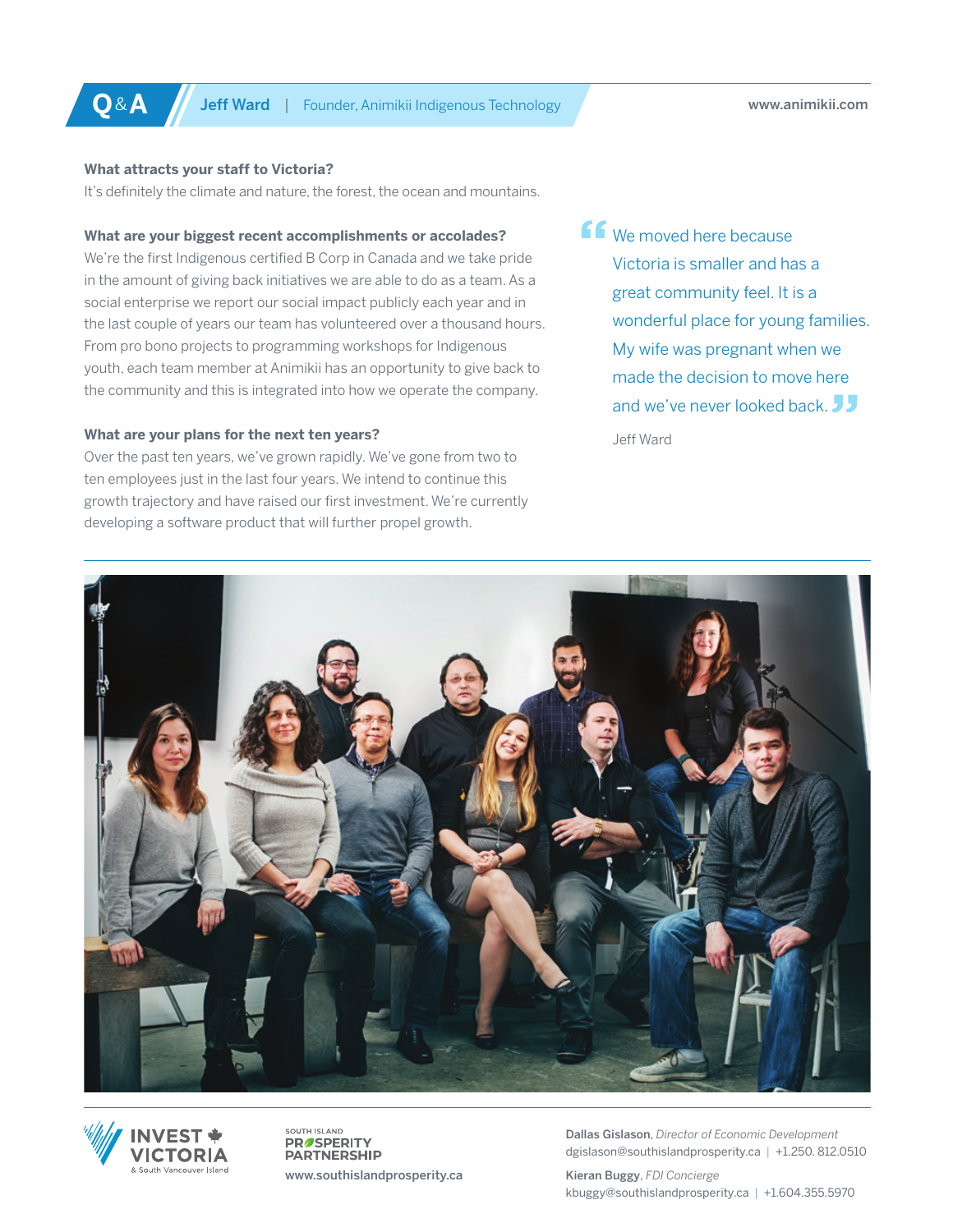## Q&A | Jeff Ward | Founder, Animikii Indigenous Technology

www.animikii.com

**What attracts your staff to Victoria?**
It's definitely the climate and nature, the forest, the ocean and mountains.

**What are your biggest recent accomplishments or accolades?**
We're the first Indigenous certified B Corp in Canada and we take pride in the amount of giving back initiatives we are able to do as a team. As a social enterprise we report our social impact publicly each year and in the last couple of years our team has volunteered over a thousand hours. From pro bono projects to programming workshops for Indigenous youth, each team member at Animikii has an opportunity to give back to the community and this is integrated into how we operate the company.

**What are your plans for the next ten years?**
Over the past ten years, we've grown rapidly. We've gone from two to ten employees just in the last four years. We intend to continue this growth trajectory and have raised our first investment. We're currently developing a software product that will further propel growth.

> "We moved here because Victoria is smaller and has a great community feel. It is a wonderful place for young families. My wife was pregnant when we made the decision to move here and we've never looked back."
>
> Jeff Ward

INVEST VICTORIA & South Vancouver Island

SOUTH ISLAND PROSPERITY PARTNERSHIP
www.southislandprosperity.ca

**Dallas Gislason**, *Director of Economic Development*
dgislason@southislandprosperity.ca | +1.250. 812.0510

**Kieran Buggy**, *FDI Concierge*
kbuggy@southislandprosperity.ca | +1.604.355.5970